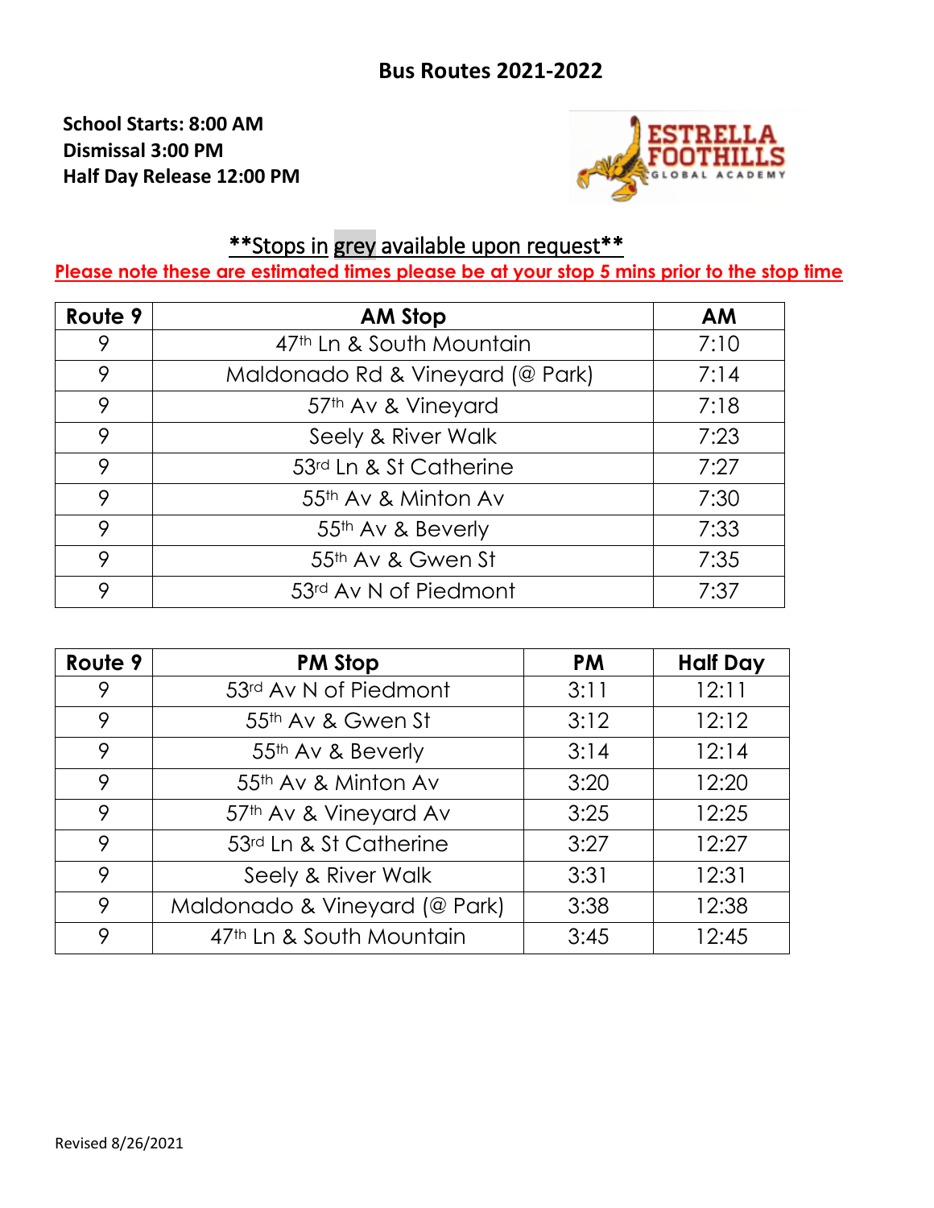## Bus Routes 2021-2022

**School Starts: 8:00 AM**
**Dismissal 3:00 PM**
**Half Day Release 12:00 PM**

ESTRELLA FOOTHILLS GLOBAL ACADEMY

**\*\*Stops in grey available upon request\*\***

**Please note these are estimated times please be at your stop 5 mins prior to the stop time**

| Route 9 | AM Stop | AM |
|---|---|---|
| 9 | 47th Ln & South Mountain | 7:10 |
| 9 | Maldonado Rd & Vineyard (@ Park) | 7:14 |
| 9 | 57th Av & Vineyard | 7:18 |
| 9 | Seely & River Walk | 7:23 |
| 9 | 53rd Ln & St Catherine | 7:27 |
| 9 | 55th Av & Minton Av | 7:30 |
| 9 | 55th Av & Beverly | 7:33 |
| 9 | 55th Av & Gwen St | 7:35 |
| 9 | 53rd Av N of Piedmont | 7:37 |

| Route 9 | PM Stop | PM | Half Day |
|---|---|---|---|
| 9 | 53rd Av N of Piedmont | 3:11 | 12:11 |
| 9 | 55th Av & Gwen St | 3:12 | 12:12 |
| 9 | 55th Av & Beverly | 3:14 | 12:14 |
| 9 | 55th Av & Minton Av | 3:20 | 12:20 |
| 9 | 57th Av & Vineyard Av | 3:25 | 12:25 |
| 9 | 53rd Ln & St Catherine | 3:27 | 12:27 |
| 9 | Seely & River Walk | 3:31 | 12:31 |
| 9 | Maldonado & Vineyard (@ Park) | 3:38 | 12:38 |
| 9 | 47th Ln & South Mountain | 3:45 | 12:45 |

Revised 8/26/2021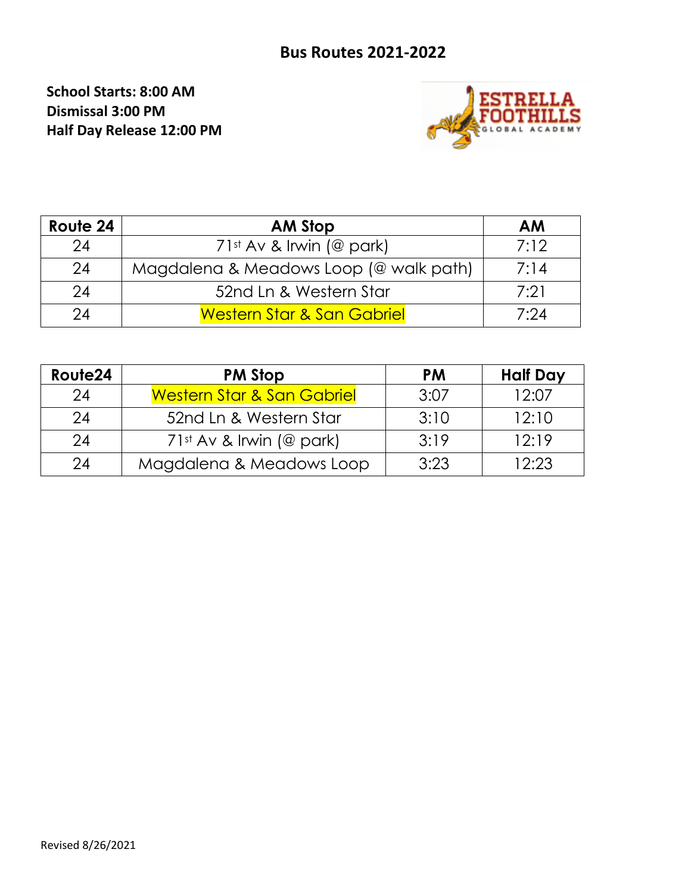# Bus Routes 2021-2022

**School Starts: 8:00 AM**
**Dismissal 3:00 PM**
**Half Day Release 12:00 PM**

ESTRELLA FOOTHILLS GLOBAL ACADEMY

| Route 24 | AM Stop | AM |
|---|---|---|
| 24 | 71st Av & Irwin (@ park) | 7:12 |
| 24 | Magdalena & Meadows Loop (@ walk path) | 7:14 |
| 24 | 52nd Ln & Western Star | 7:21 |
| 24 | Western Star & San Gabriel | 7:24 |

| Route24 | PM Stop | PM | Half Day |
|---|---|---|---|
| 24 | Western Star & San Gabriel | 3:07 | 12:07 |
| 24 | 52nd Ln & Western Star | 3:10 | 12:10 |
| 24 | 71st Av & Irwin (@ park) | 3:19 | 12:19 |
| 24 | Magdalena & Meadows Loop | 3:23 | 12:23 |

Revised 8/26/2021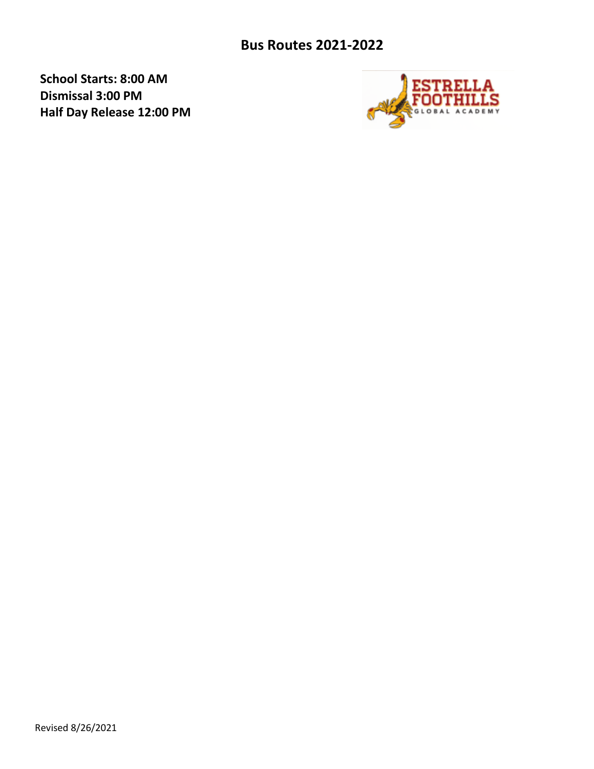# Bus Routes 2021-2022

**School Starts: 8:00 AM**
**Dismissal 3:00 PM**
**Half Day Release 12:00 PM**

ESTRELLA FOOTHILLS GLOBAL ACADEMY

Revised 8/26/2021